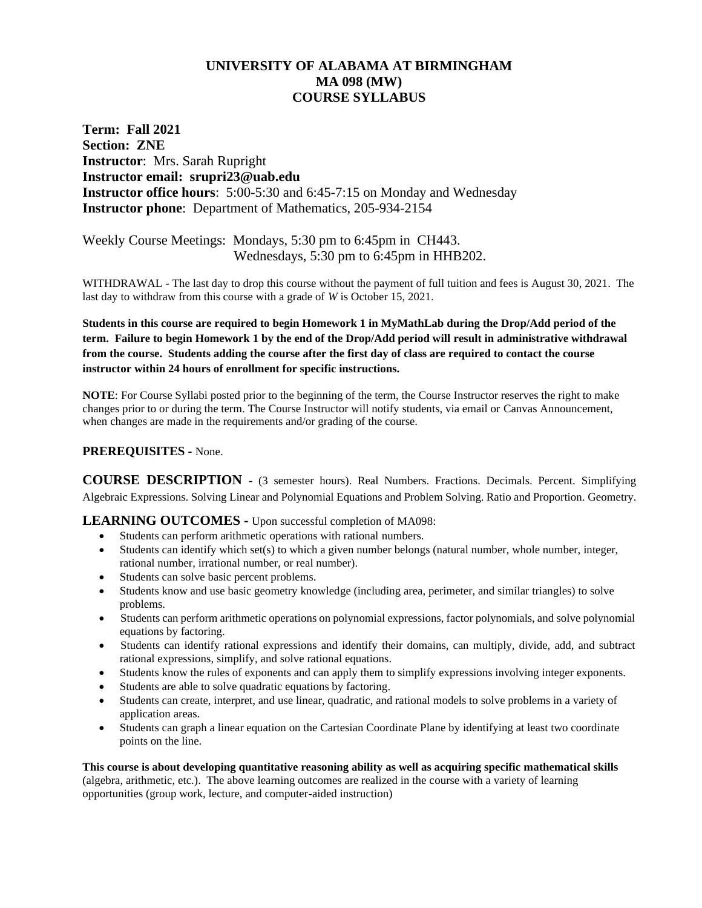# UNIVERSITY OF ALABAMA AT BIRMINGHAM
# MA 098 (MW)
# COURSE SYLLABUS

**Term: Fall 2021**
**Section: ZNE**
**Instructor**: Mrs. Sarah Rupright
**Instructor email: srupri23@uab.edu**
**Instructor office hours**: 5:00-5:30 and 6:45-7:15 on Monday and Wednesday
**Instructor phone**: Department of Mathematics, 205-934-2154

Weekly Course Meetings: Mondays, 5:30 pm to 6:45pm in CH443.
Wednesdays, 5:30 pm to 6:45pm in HHB202.

WITHDRAWAL - The last day to drop this course without the payment of full tuition and fees is August 30, 2021. The last day to withdraw from this course with a grade of *W* is October 15, 2021.

**Students in this course are required to begin Homework 1 in MyMathLab during the Drop/Add period of the term. Failure to begin Homework 1 by the end of the Drop/Add period will result in administrative withdrawal from the course. Students adding the course after the first day of class are required to contact the course instructor within 24 hours of enrollment for specific instructions.**

**NOTE**: For Course Syllabi posted prior to the beginning of the term, the Course Instructor reserves the right to make changes prior to or during the term. The Course Instructor will notify students, via email or Canvas Announcement, when changes are made in the requirements and/or grading of the course.

**PREREQUISITES -** None.

**COURSE DESCRIPTION** - (3 semester hours). Real Numbers. Fractions. Decimals. Percent. Simplifying Algebraic Expressions. Solving Linear and Polynomial Equations and Problem Solving. Ratio and Proportion. Geometry.

**LEARNING OUTCOMES -** Upon successful completion of MA098:

- Students can perform arithmetic operations with rational numbers.
- Students can identify which set(s) to which a given number belongs (natural number, whole number, integer, rational number, irrational number, or real number).
- Students can solve basic percent problems.
- Students know and use basic geometry knowledge (including area, perimeter, and similar triangles) to solve problems.
- Students can perform arithmetic operations on polynomial expressions, factor polynomials, and solve polynomial equations by factoring.
- Students can identify rational expressions and identify their domains, can multiply, divide, add, and subtract rational expressions, simplify, and solve rational equations.
- Students know the rules of exponents and can apply them to simplify expressions involving integer exponents.
- Students are able to solve quadratic equations by factoring.
- Students can create, interpret, and use linear, quadratic, and rational models to solve problems in a variety of application areas.
- Students can graph a linear equation on the Cartesian Coordinate Plane by identifying at least two coordinate points on the line.

**This course is about developing quantitative reasoning ability as well as acquiring specific mathematical skills** (algebra, arithmetic, etc.). The above learning outcomes are realized in the course with a variety of learning opportunities (group work, lecture, and computer-aided instruction)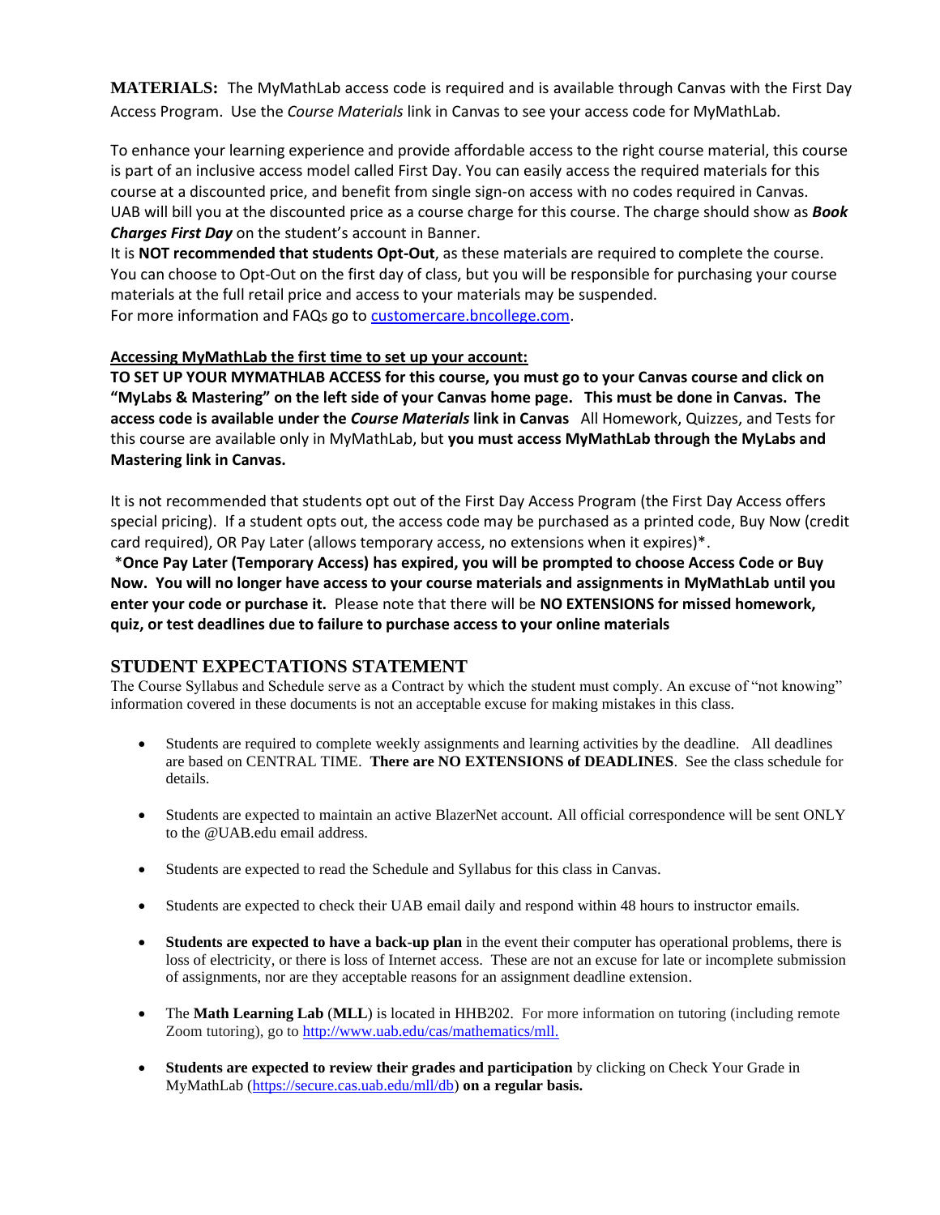**MATERIALS:** The MyMathLab access code is required and is available through Canvas with the First Day Access Program. Use the *Course Materials* link in Canvas to see your access code for MyMathLab.

To enhance your learning experience and provide affordable access to the right course material, this course is part of an inclusive access model called First Day. You can easily access the required materials for this course at a discounted price, and benefit from single sign-on access with no codes required in Canvas. UAB will bill you at the discounted price as a course charge for this course. The charge should show as ***Book Charges First Day*** on the student's account in Banner.
It is **NOT recommended that students Opt-Out**, as these materials are required to complete the course. You can choose to Opt-Out on the first day of class, but you will be responsible for purchasing your course materials at the full retail price and access to your materials may be suspended.
For more information and FAQs go to [customercare.bncollege.com](customercare.bncollege.com).

**Accessing MyMathLab the first time to set up your account:**
**TO SET UP YOUR MYMATHLAB ACCESS for this course, you must go to your Canvas course and click on "MyLabs & Mastering" on the left side of your Canvas home page. This must be done in Canvas. The access code is available under the *Course Materials* link in Canvas** All Homework, Quizzes, and Tests for this course are available only in MyMathLab, but **you must access MyMathLab through the MyLabs and Mastering link in Canvas.**

It is not recommended that students opt out of the First Day Access Program (the First Day Access offers special pricing). If a student opts out, the access code may be purchased as a printed code, Buy Now (credit card required), OR Pay Later (allows temporary access, no extensions when it expires)*.
***Once Pay Later (Temporary Access) has expired, you will be prompted to choose Access Code or Buy Now. You will no longer have access to your course materials and assignments in MyMathLab until you enter your code or purchase it.** Please note that there will be **NO EXTENSIONS for missed homework, quiz, or test deadlines due to failure to purchase access to your online materials**

## STUDENT EXPECTATIONS STATEMENT

The Course Syllabus and Schedule serve as a Contract by which the student must comply. An excuse of "not knowing" information covered in these documents is not an acceptable excuse for making mistakes in this class.

- Students are required to complete weekly assignments and learning activities by the deadline. All deadlines are based on CENTRAL TIME. **There are NO EXTENSIONS of DEADLINES**. See the class schedule for details.
- Students are expected to maintain an active BlazerNet account. All official correspondence will be sent ONLY to the @UAB.edu email address.
- Students are expected to read the Schedule and Syllabus for this class in Canvas.
- Students are expected to check their UAB email daily and respond within 48 hours to instructor emails.
- **Students are expected to have a back-up plan** in the event their computer has operational problems, there is loss of electricity, or there is loss of Internet access. These are not an excuse for late or incomplete submission of assignments, nor are they acceptable reasons for an assignment deadline extension.
- The **Math Learning Lab** (**MLL**) is located in HHB202. For more information on tutoring (including remote Zoom tutoring), go to [http://www.uab.edu/cas/mathematics/mll.](http://www.uab.edu/cas/mathematics/mll)
- **Students are expected to review their grades and participation** by clicking on Check Your Grade in MyMathLab ([https://secure.cas.uab.edu/mll/db](https://secure.cas.uab.edu/mll/db)) **on a regular basis.**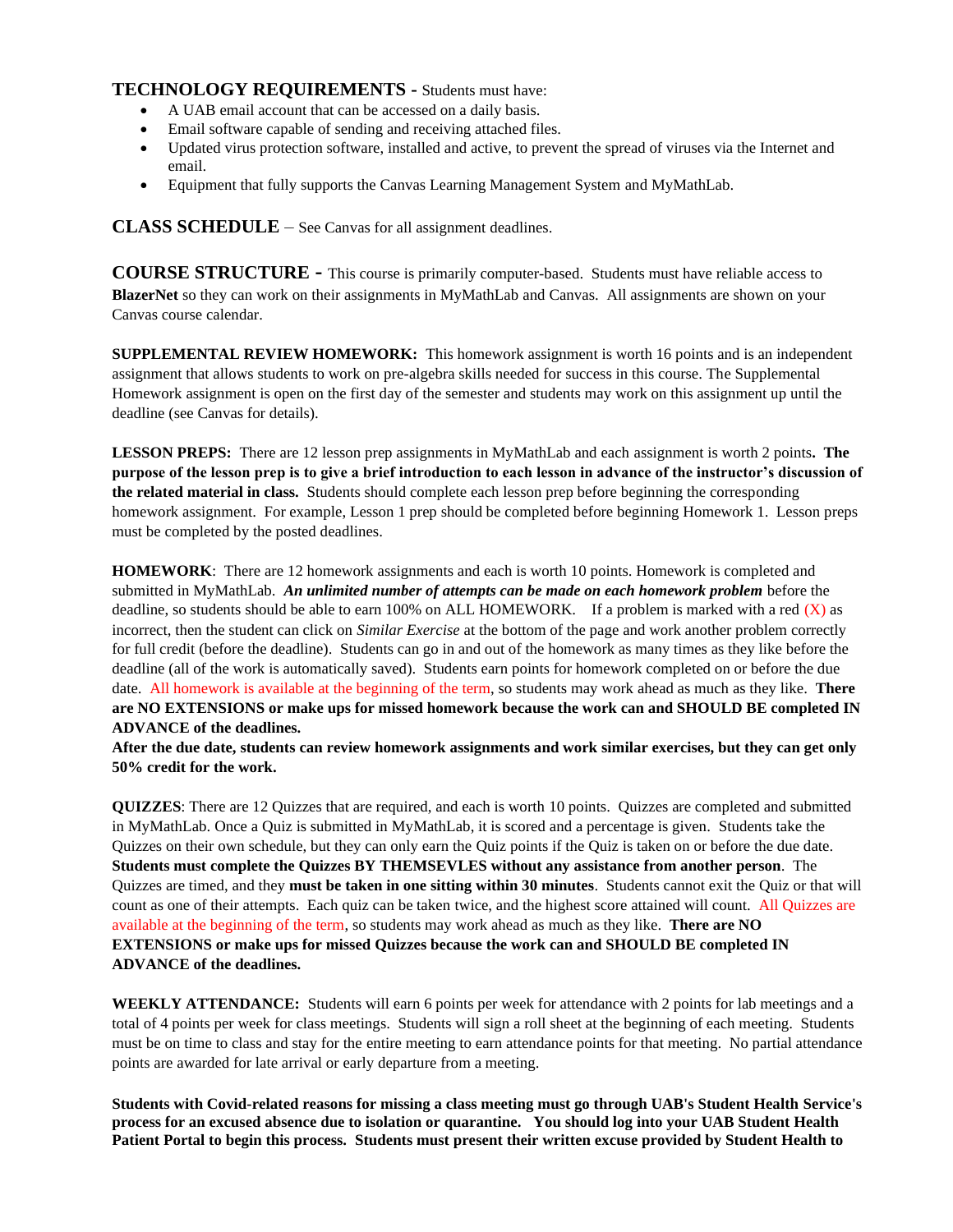## TECHNOLOGY REQUIREMENTS - Students must have:

- A UAB email account that can be accessed on a daily basis.
- Email software capable of sending and receiving attached files.
- Updated virus protection software, installed and active, to prevent the spread of viruses via the Internet and email.
- Equipment that fully supports the Canvas Learning Management System and MyMathLab.

## CLASS SCHEDULE – See Canvas for all assignment deadlines.

## COURSE STRUCTURE - This course is primarily computer-based. Students must have reliable access to **BlazerNet** so they can work on their assignments in MyMathLab and Canvas. All assignments are shown on your Canvas course calendar.

**SUPPLEMENTAL REVIEW HOMEWORK:** This homework assignment is worth 16 points and is an independent assignment that allows students to work on pre-algebra skills needed for success in this course. The Supplemental Homework assignment is open on the first day of the semester and students may work on this assignment up until the deadline (see Canvas for details).

**LESSON PREPS:** There are 12 lesson prep assignments in MyMathLab and each assignment is worth 2 points**. The purpose of the lesson prep is to give a brief introduction to each lesson in advance of the instructor's discussion of the related material in class.** Students should complete each lesson prep before beginning the corresponding homework assignment. For example, Lesson 1 prep should be completed before beginning Homework 1. Lesson preps must be completed by the posted deadlines.

**HOMEWORK**: There are 12 homework assignments and each is worth 10 points. Homework is completed and submitted in MyMathLab. ***An unlimited number of attempts can be made on each homework problem*** before the deadline, so students should be able to earn 100% on ALL HOMEWORK. If a problem is marked with a red (X) as incorrect, then the student can click on *Similar Exercise* at the bottom of the page and work another problem correctly for full credit (before the deadline). Students can go in and out of the homework as many times as they like before the deadline (all of the work is automatically saved). Students earn points for homework completed on or before the due date. All homework is available at the beginning of the term, so students may work ahead as much as they like. **There are NO EXTENSIONS or make ups for missed homework because the work can and SHOULD BE completed IN ADVANCE of the deadlines.**

**After the due date, students can review homework assignments and work similar exercises, but they can get only 50% credit for the work.**

**QUIZZES**: There are 12 Quizzes that are required, and each is worth 10 points. Quizzes are completed and submitted in MyMathLab. Once a Quiz is submitted in MyMathLab, it is scored and a percentage is given. Students take the Quizzes on their own schedule, but they can only earn the Quiz points if the Quiz is taken on or before the due date. **Students must complete the Quizzes BY THEMSEVLES without any assistance from another person**. The Quizzes are timed, and they **must be taken in one sitting within 30 minutes**. Students cannot exit the Quiz or that will count as one of their attempts. Each quiz can be taken twice, and the highest score attained will count. All Quizzes are available at the beginning of the term, so students may work ahead as much as they like. **There are NO EXTENSIONS or make ups for missed Quizzes because the work can and SHOULD BE completed IN ADVANCE of the deadlines.**

**WEEKLY ATTENDANCE:** Students will earn 6 points per week for attendance with 2 points for lab meetings and a total of 4 points per week for class meetings. Students will sign a roll sheet at the beginning of each meeting. Students must be on time to class and stay for the entire meeting to earn attendance points for that meeting. No partial attendance points are awarded for late arrival or early departure from a meeting.

**Students with Covid-related reasons for missing a class meeting must go through UAB's Student Health Service's process for an excused absence due to isolation or quarantine. You should log into your UAB Student Health Patient Portal to begin this process. Students must present their written excuse provided by Student Health to**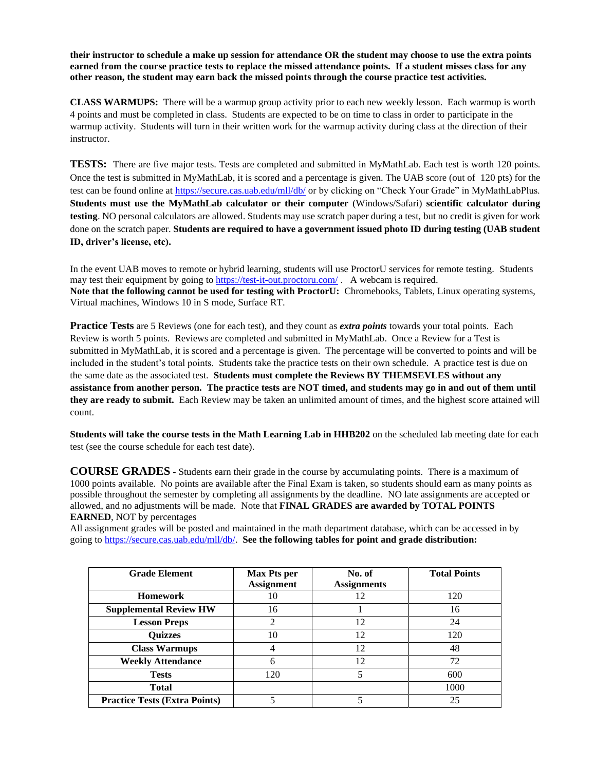**their instructor to schedule a make up session for attendance OR the student may choose to use the extra points earned from the course practice tests to replace the missed attendance points. If a student misses class for any other reason, the student may earn back the missed points through the course practice test activities.**

**CLASS WARMUPS:** There will be a warmup group activity prior to each new weekly lesson. Each warmup is worth 4 points and must be completed in class. Students are expected to be on time to class in order to participate in the warmup activity. Students will turn in their written work for the warmup activity during class at the direction of their instructor.

**TESTS:** There are five major tests. Tests are completed and submitted in MyMathLab. Each test is worth 120 points. Once the test is submitted in MyMathLab, it is scored and a percentage is given. The UAB score (out of 120 pts) for the test can be found online at https://secure.cas.uab.edu/mll/db/ or by clicking on "Check Your Grade" in MyMathLabPlus. **Students must use the MyMathLab calculator or their computer** (Windows/Safari) **scientific calculator during testing**. NO personal calculators are allowed. Students may use scratch paper during a test, but no credit is given for work done on the scratch paper. **Students are required to have a government issued photo ID during testing (UAB student ID, driver's license, etc).**

In the event UAB moves to remote or hybrid learning, students will use ProctorU services for remote testing. Students may test their equipment by going to https://test-it-out.proctoru.com/ . A webcam is required.
**Note that the following cannot be used for testing with ProctorU:** Chromebooks, Tablets, Linux operating systems, Virtual machines, Windows 10 in S mode, Surface RT.

**Practice Tests** are 5 Reviews (one for each test), and they count as ***extra points*** towards your total points. Each Review is worth 5 points. Reviews are completed and submitted in MyMathLab. Once a Review for a Test is submitted in MyMathLab, it is scored and a percentage is given. The percentage will be converted to points and will be included in the student's total points. Students take the practice tests on their own schedule. A practice test is due on the same date as the associated test. **Students must complete the Reviews BY THEMSEVLES without any assistance from another person. The practice tests are NOT timed, and students may go in and out of them until they are ready to submit.** Each Review may be taken an unlimited amount of times, and the highest score attained will count.

**Students will take the course tests in the Math Learning Lab in HHB202** on the scheduled lab meeting date for each test (see the course schedule for each test date).

**COURSE GRADES** - Students earn their grade in the course by accumulating points. There is a maximum of 1000 points available. No points are available after the Final Exam is taken, so students should earn as many points as possible throughout the semester by completing all assignments by the deadline. NO late assignments are accepted or allowed, and no adjustments will be made. Note that **FINAL GRADES are awarded by TOTAL POINTS EARNED**, NOT by percentages
All assignment grades will be posted and maintained in the math department database, which can be accessed in by going to https://secure.cas.uab.edu/mll/db/. **See the following tables for point and grade distribution:**

| Grade Element | Max Pts per Assignment | No. of Assignments | Total Points |
|---|---|---|---|
| **Homework** | 10 | 12 | 120 |
| **Supplemental Review HW** | 16 | 1 | 16 |
| **Lesson Preps** | 2 | 12 | 24 |
| **Quizzes** | 10 | 12 | 120 |
| **Class Warmups** | 4 | 12 | 48 |
| **Weekly Attendance** | 6 | 12 | 72 |
| **Tests** | 120 | 5 | 600 |
| **Total** | | | 1000 |
| **Practice Tests (Extra Points)** | 5 | 5 | 25 |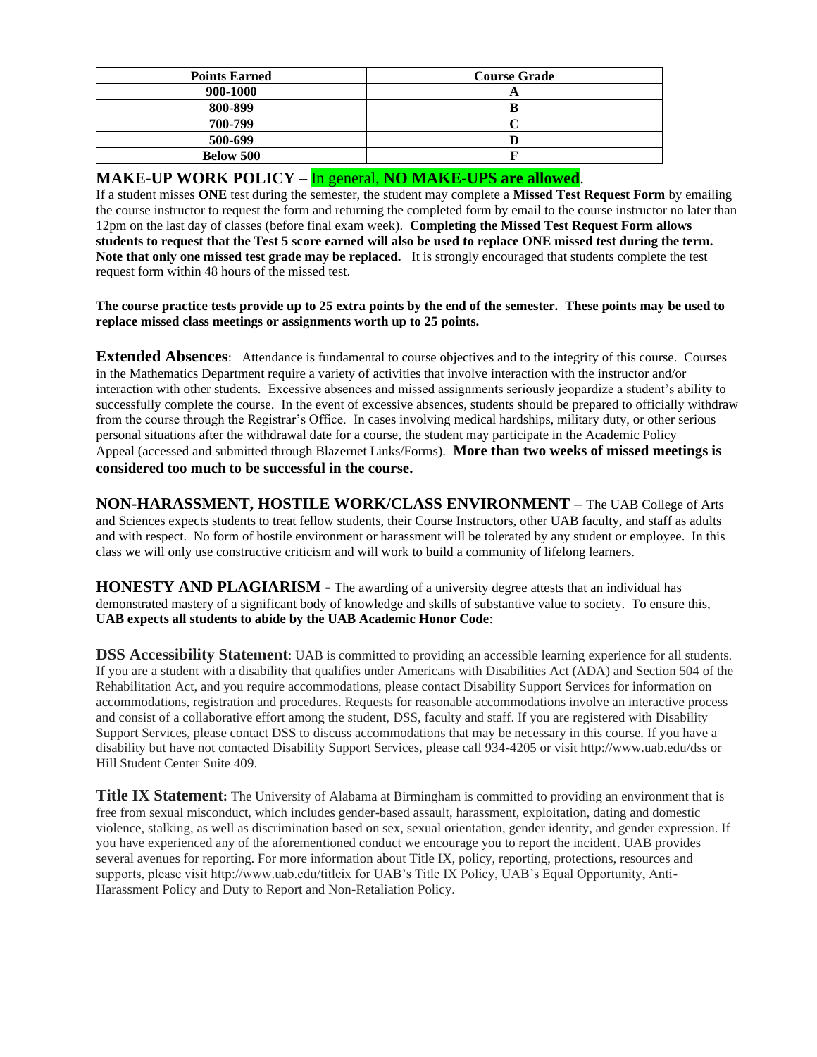| Points Earned | Course Grade |
| --- | --- |
| 900-1000 | A |
| 800-899 | B |
| 700-799 | C |
| 500-699 | D |
| Below 500 | F |

## MAKE-UP WORK POLICY – In general, **NO MAKE-UPS are allowed**.

If a student misses **ONE** test during the semester, the student may complete a **Missed Test Request Form** by emailing the course instructor to request the form and returning the completed form by email to the course instructor no later than 12pm on the last day of classes (before final exam week). **Completing the Missed Test Request Form allows students to request that the Test 5 score earned will also be used to replace ONE missed test during the term. Note that only one missed test grade may be replaced.** It is strongly encouraged that students complete the test request form within 48 hours of the missed test.

**The course practice tests provide up to 25 extra points by the end of the semester. These points may be used to replace missed class meetings or assignments worth up to 25 points.**

**Extended Absences**: Attendance is fundamental to course objectives and to the integrity of this course. Courses in the Mathematics Department require a variety of activities that involve interaction with the instructor and/or interaction with other students. Excessive absences and missed assignments seriously jeopardize a student's ability to successfully complete the course. In the event of excessive absences, students should be prepared to officially withdraw from the course through the Registrar's Office. In cases involving medical hardships, military duty, or other serious personal situations after the withdrawal date for a course, the student may participate in the Academic Policy Appeal (accessed and submitted through Blazernet Links/Forms). **More than two weeks of missed meetings is considered too much to be successful in the course.**

**NON-HARASSMENT, HOSTILE WORK/CLASS ENVIRONMENT –** The UAB College of Arts and Sciences expects students to treat fellow students, their Course Instructors, other UAB faculty, and staff as adults and with respect. No form of hostile environment or harassment will be tolerated by any student or employee. In this class we will only use constructive criticism and will work to build a community of lifelong learners.

**HONESTY AND PLAGIARISM -** The awarding of a university degree attests that an individual has demonstrated mastery of a significant body of knowledge and skills of substantive value to society. To ensure this, **UAB expects all students to abide by the UAB Academic Honor Code**:

**DSS Accessibility Statement**: UAB is committed to providing an accessible learning experience for all students. If you are a student with a disability that qualifies under Americans with Disabilities Act (ADA) and Section 504 of the Rehabilitation Act, and you require accommodations, please contact Disability Support Services for information on accommodations, registration and procedures. Requests for reasonable accommodations involve an interactive process and consist of a collaborative effort among the student, DSS, faculty and staff. If you are registered with Disability Support Services, please contact DSS to discuss accommodations that may be necessary in this course. If you have a disability but have not contacted Disability Support Services, please call 934-4205 or visit http://www.uab.edu/dss or Hill Student Center Suite 409.

**Title IX Statement:** The University of Alabama at Birmingham is committed to providing an environment that is free from sexual misconduct, which includes gender-based assault, harassment, exploitation, dating and domestic violence, stalking, as well as discrimination based on sex, sexual orientation, gender identity, and gender expression. If you have experienced any of the aforementioned conduct we encourage you to report the incident. UAB provides several avenues for reporting. For more information about Title IX, policy, reporting, protections, resources and supports, please visit http://www.uab.edu/titleix for UAB's Title IX Policy, UAB's Equal Opportunity, Anti-Harassment Policy and Duty to Report and Non-Retaliation Policy.